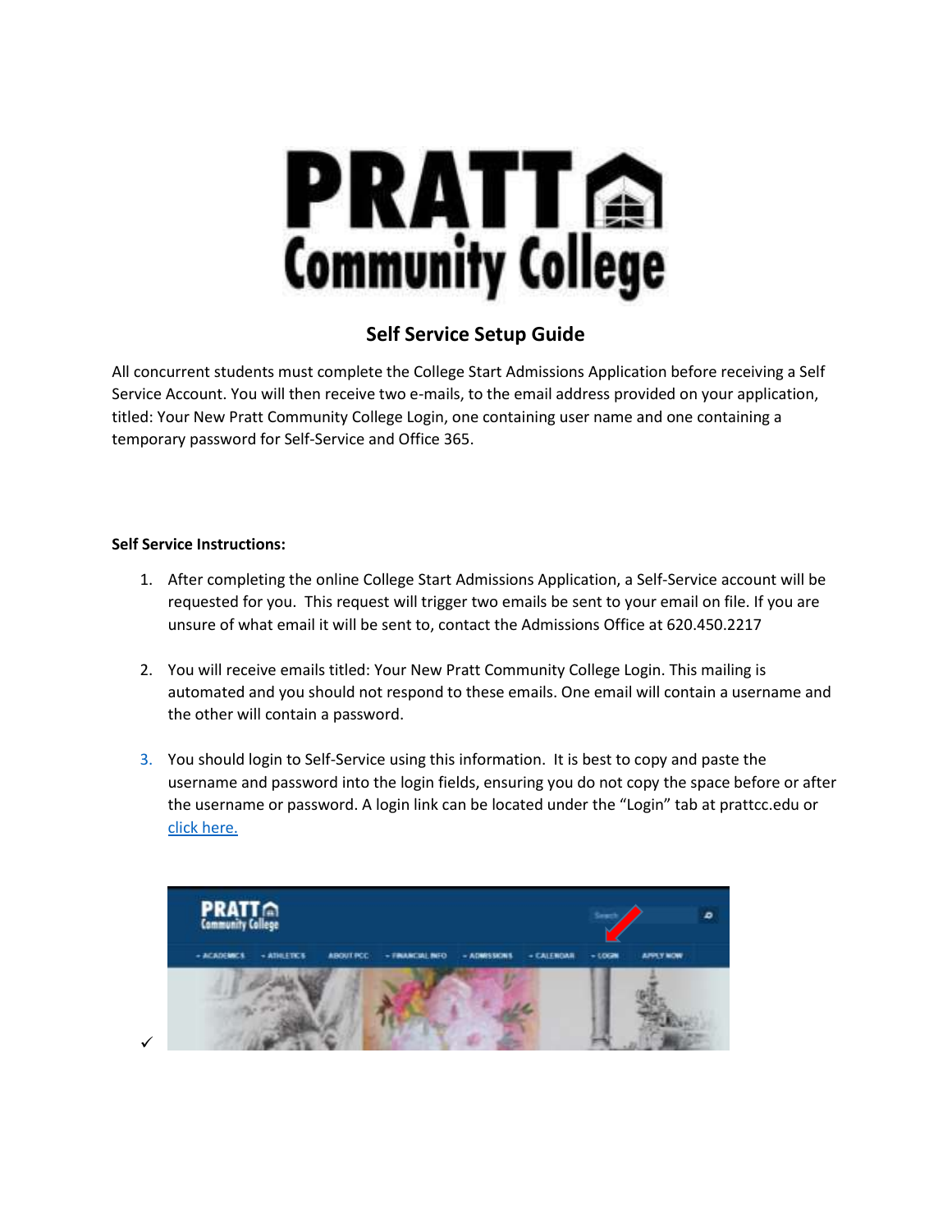# Self Service Setup Guide

All concurrent students must complete the College Start Admissions Application before receiving a Self Service Account. You will then receive two e-mails, to the email address provided on your application, titled: Your New Pratt Community College Login, one containing user name and one containing a temporary password for Self-Service and Office 365.

**Self Service Instructions:**

1. After completing the online College Start Admissions Application, a Self-Service account will be requested for you. This request will trigger two emails be sent to your email on file. If you are unsure of what email it will be sent to, contact the Admissions Office at 620.450.2217

2. You will receive emails titled: Your New Pratt Community College Login. This mailing is automated and you should not respond to these emails. One email will contain a username and the other will contain a password.

3. You should login to Self-Service using this information. It is best to copy and paste the username and password into the login fields, ensuring you do not copy the space before or after the username or password. A login link can be located under the "Login" tab at prattcc.edu or click here.

✓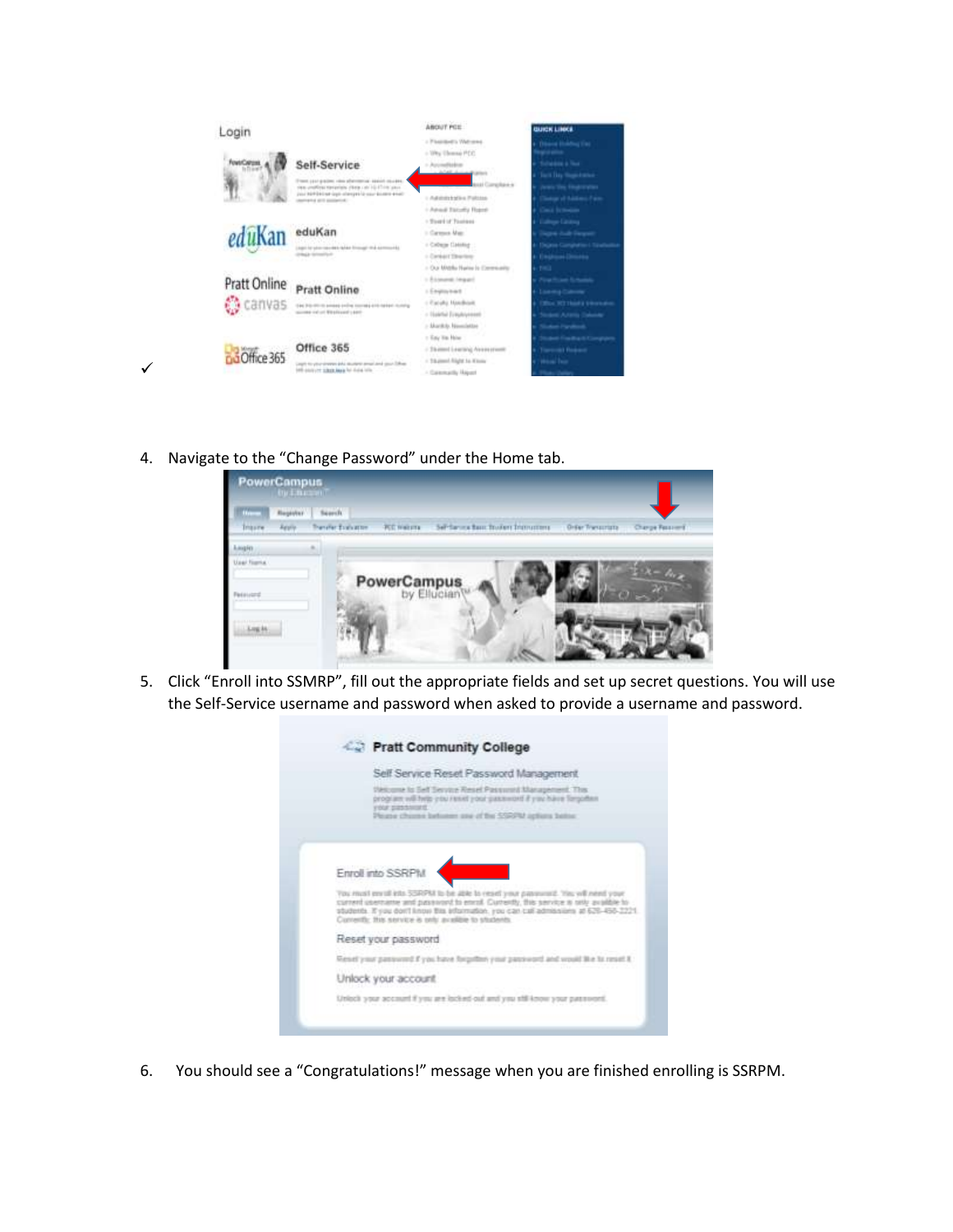✓

4. Navigate to the “Change Password” under the Home tab.

5. Click “Enroll into SSMRP”, fill out the appropriate fields and set up secret questions. You will use the Self-Service username and password when asked to provide a username and password.

6. You should see a “Congratulations!” message when you are finished enrolling is SSRPM.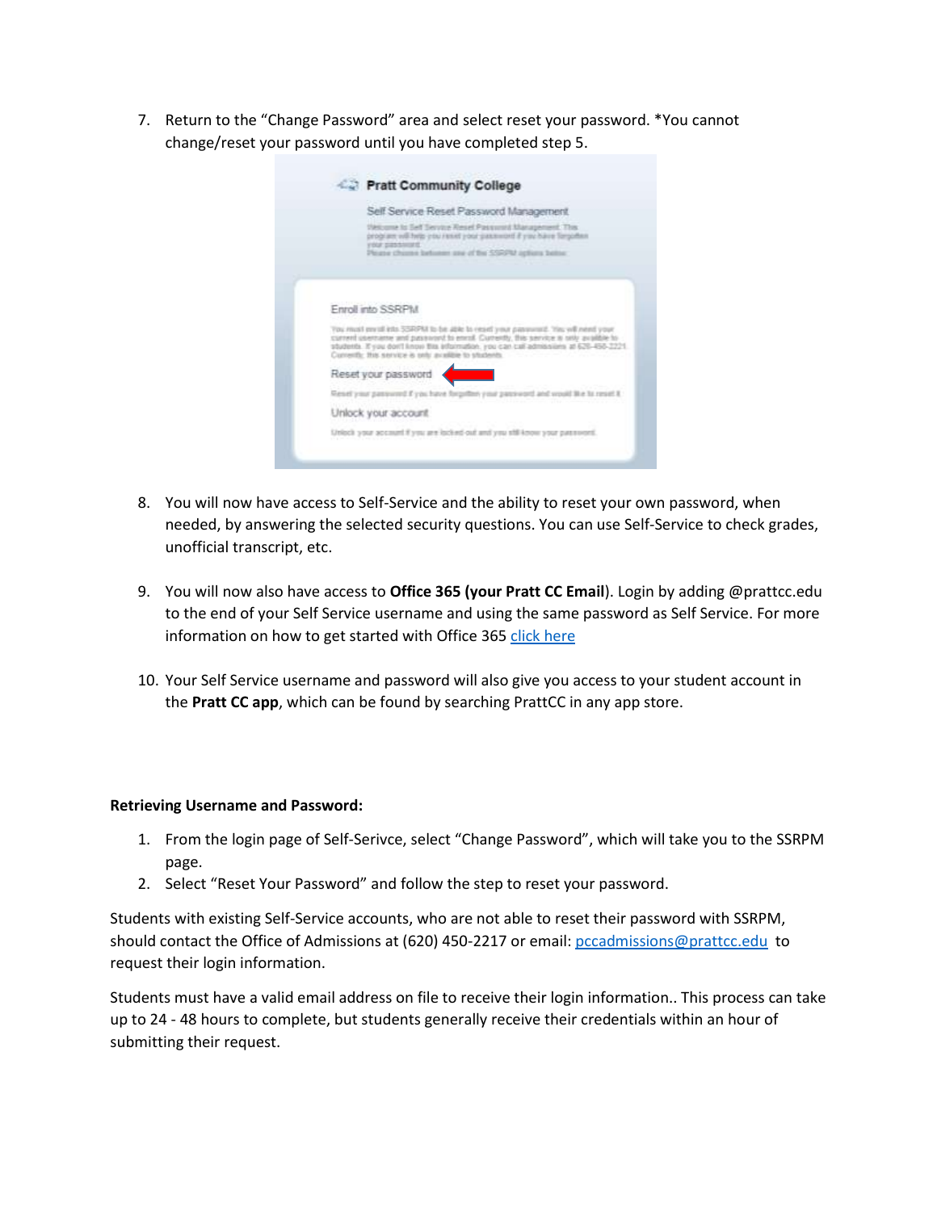7. Return to the "Change Password" area and select reset your password. *You cannot change/reset your password until you have completed step 5.

8. You will now have access to Self-Service and the ability to reset your own password, when needed, by answering the selected security questions. You can use Self-Service to check grades, unofficial transcript, etc.

9. You will now also have access to **Office 365 (your Pratt CC Email**). Login by adding @prattcc.edu to the end of your Self Service username and using the same password as Self Service. For more information on how to get started with Office 365 click here

10. Your Self Service username and password will also give you access to your student account in the **Pratt CC app**, which can be found by searching PrattCC in any app store.

**Retrieving Username and Password:**

1. From the login page of Self-Serivce, select "Change Password", which will take you to the SSRPM page.
2. Select "Reset Your Password" and follow the step to reset your password.

Students with existing Self-Service accounts, who are not able to reset their password with SSRPM, should contact the Office of Admissions at (620) 450-2217 or email: pccadmissions@prattcc.edu to request their login information.

Students must have a valid email address on file to receive their login information.. This process can take up to 24 - 48 hours to complete, but students generally receive their credentials within an hour of submitting their request.